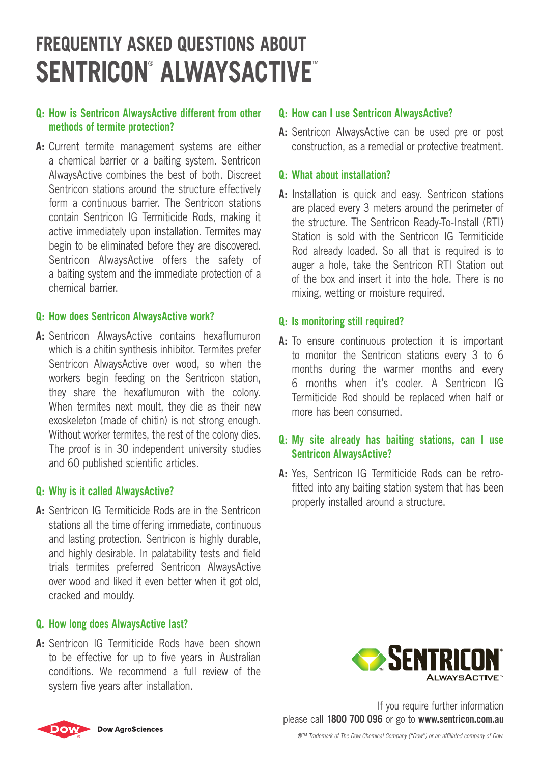# FREQUENTLY ASKED QUESTIONS ABOUT SENTRICON® ALWAYSACTIVE™

### Q: How is Sentricon AlwaysActive different from other methods of termite protection?

**A:** Current termite management systems are either a chemical barrier or a baiting system. Sentricon AlwaysActive combines the best of both. Discreet Sentricon stations around the structure effectively form a continuous barrier. The Sentricon stations contain Sentricon IG Termiticide Rods, making it active immediately upon installation. Termites may begin to be eliminated before they are discovered. Sentricon AlwaysActive offers the safety of a baiting system and the immediate protection of a chemical barrier.

### Q: How does Sentricon AlwaysActive work?

**A:** Sentricon AlwaysActive contains hexaflumuron which is a chitin synthesis inhibitor. Termites prefer Sentricon AlwaysActive over wood, so when the workers begin feeding on the Sentricon station, they share the hexaflumuron with the colony. When termites next moult, they die as their new exoskeleton (made of chitin) is not strong enough. Without worker termites, the rest of the colony dies. The proof is in 30 independent university studies and 60 published scientific articles.

### Q: Why is it called AlwaysActive?

**A:** Sentricon IG Termiticide Rods are in the Sentricon stations all the time offering immediate, continuous and lasting protection. Sentricon is highly durable, and highly desirable. In palatability tests and field trials termites preferred Sentricon AlwaysActive over wood and liked it even better when it got old, cracked and mouldy.

### Q. How long does AlwaysActive last?

**A:** Sentricon IG Termiticide Rods have been shown to be effective for up to five years in Australian conditions. We recommend a full review of the system five years after installation.

### Q: How can I use Sentricon AlwaysActive?

**A:** Sentricon AlwaysActive can be used pre or post construction, as a remedial or protective treatment.

### Q: What about installation?

**A:** Installation is quick and easy. Sentricon stations are placed every 3 meters around the perimeter of the structure. The Sentricon Ready-To-Install (RTI) Station is sold with the Sentricon IG Termiticide Rod already loaded. So all that is required is to auger a hole, take the Sentricon RTI Station out of the box and insert it into the hole. There is no mixing, wetting or moisture required.

### Q: Is monitoring still required?

**A:** To ensure continuous protection it is important to monitor the Sentricon stations every 3 to 6 months during the warmer months and every 6 months when it's cooler. A Sentricon IG Termiticide Rod should be replaced when half or more has been consumed.

### Q: My site already has baiting stations, can I use Sentricon AlwaysActive?

**A:** Yes, Sentricon IG Termiticide Rods can be retro-fitted into any baiting station system that has been properly installed around a structure.

SENTRICON® ALWAYSACTIVE™

If you require further information please call **1800 700 096** or go to **www.sentricon.com.au**

Dow AgroSciences

*®™ Trademark of The Dow Chemical Company ("Dow") or an affiliated company of Dow.*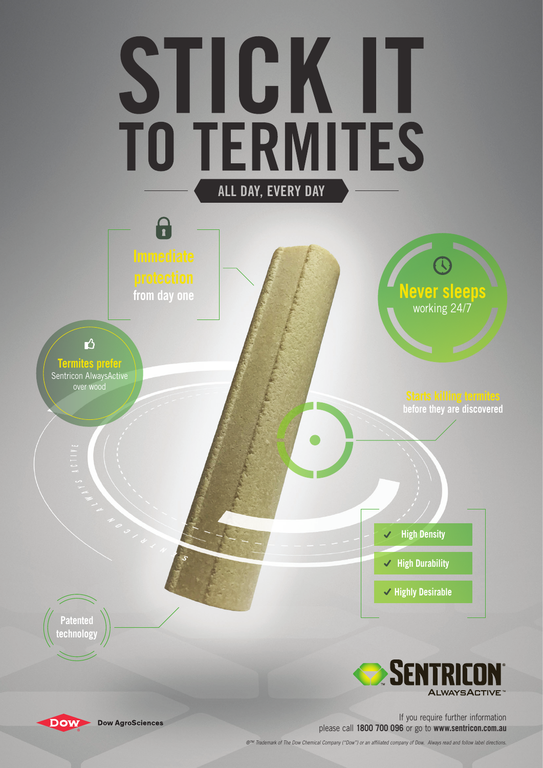# STICK IT TO TERMITES

ALL DAY, EVERY DAY

**Immediate protection** from day one

**Never sleeps** working 24/7

**Termites prefer** Sentricon AlwaysActive over wood

**Starts killing termites** before they are discovered

- ✓ High Density
- ✓ High Durability
- ✓ Highly Desirable

**Patented technology**

SENTRICON® ALWAYSACTIVE™

DOW Dow AgroSciences

If you require further information please call **1800 700 096** or go to **www.sentricon.com.au**

*®™ Trademark of The Dow Chemical Company ("Dow") or an affiliated company of Dow. Always read and follow label directions.*